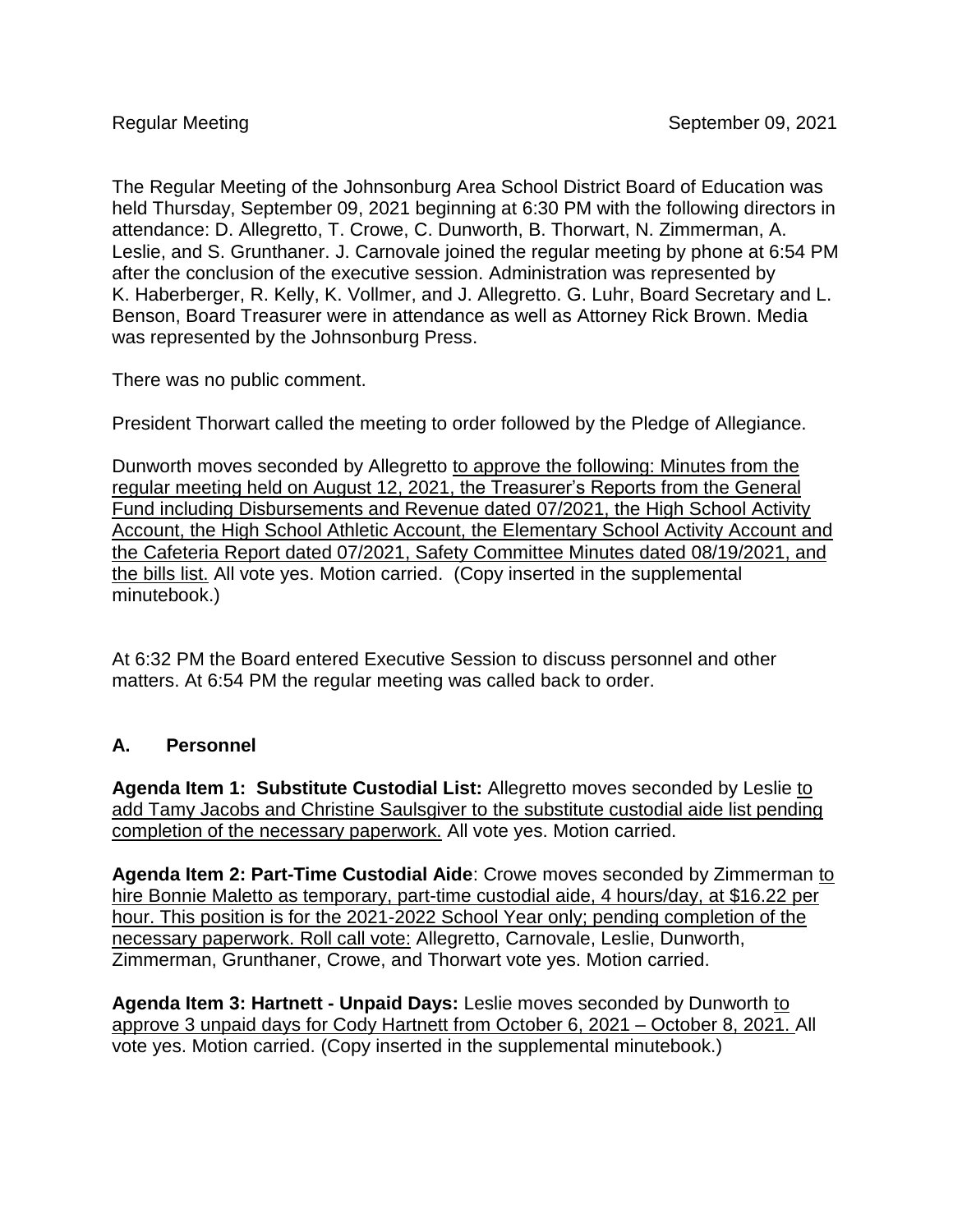Regular Meeting September 09, 2021

The Regular Meeting of the Johnsonburg Area School District Board of Education was held Thursday, September 09, 2021 beginning at 6:30 PM with the following directors in attendance: D. Allegretto, T. Crowe, C. Dunworth, B. Thorwart, N. Zimmerman, A. Leslie, and S. Grunthaner. J. Carnovale joined the regular meeting by phone at 6:54 PM after the conclusion of the executive session. Administration was represented by K. Haberberger, R. Kelly, K. Vollmer, and J. Allegretto. G. Luhr, Board Secretary and L. Benson, Board Treasurer were in attendance as well as Attorney Rick Brown. Media was represented by the Johnsonburg Press.

There was no public comment.

President Thorwart called the meeting to order followed by the Pledge of Allegiance.

Dunworth moves seconded by Allegretto to approve the following: Minutes from the regular meeting held on August 12, 2021, the Treasurer's Reports from the General Fund including Disbursements and Revenue dated 07/2021, the High School Activity Account, the High School Athletic Account, the Elementary School Activity Account and the Cafeteria Report dated 07/2021, Safety Committee Minutes dated 08/19/2021, and the bills list. All vote yes. Motion carried. (Copy inserted in the supplemental minutebook.)

At 6:32 PM the Board entered Executive Session to discuss personnel and other matters. At 6:54 PM the regular meeting was called back to order.

## A. Personnel

**Agenda Item 1: Substitute Custodial List:** Allegretto moves seconded by Leslie to add Tamy Jacobs and Christine Saulsgiver to the substitute custodial aide list pending completion of the necessary paperwork. All vote yes. Motion carried.

**Agenda Item 2: Part-Time Custodial Aide**: Crowe moves seconded by Zimmerman to hire Bonnie Maletto as temporary, part-time custodial aide, 4 hours/day, at $16.22 per hour. This position is for the 2021-2022 School Year only; pending completion of the necessary paperwork. Roll call vote: Allegretto, Carnovale, Leslie, Dunworth, Zimmerman, Grunthaner, Crowe, and Thorwart vote yes. Motion carried.

**Agenda Item 3: Hartnett - Unpaid Days:** Leslie moves seconded by Dunworth to approve 3 unpaid days for Cody Hartnett from October 6, 2021 – October 8, 2021. All vote yes. Motion carried. (Copy inserted in the supplemental minutebook.)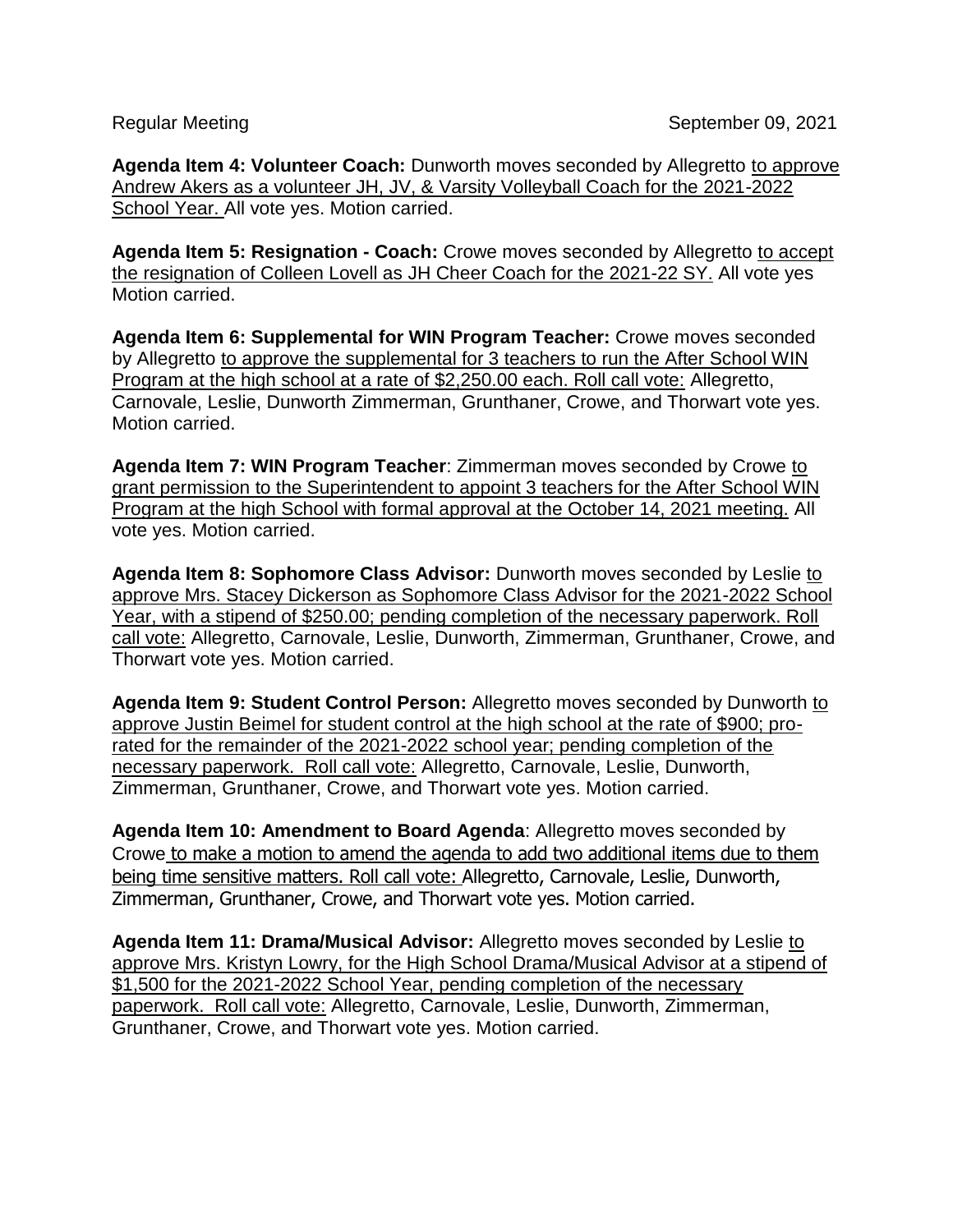Regular Meeting September 09, 2021

**Agenda Item 4: Volunteer Coach:** Dunworth moves seconded by Allegretto to approve Andrew Akers as a volunteer JH, JV, & Varsity Volleyball Coach for the 2021-2022 School Year. All vote yes. Motion carried.

**Agenda Item 5: Resignation - Coach:** Crowe moves seconded by Allegretto to accept the resignation of Colleen Lovell as JH Cheer Coach for the 2021-22 SY. All vote yes Motion carried.

**Agenda Item 6: Supplemental for WIN Program Teacher:** Crowe moves seconded by Allegretto to approve the supplemental for 3 teachers to run the After School WIN Program at the high school at a rate of $2,250.00 each. Roll call vote: Allegretto, Carnovale, Leslie, Dunworth Zimmerman, Grunthaner, Crowe, and Thorwart vote yes. Motion carried.

**Agenda Item 7: WIN Program Teacher**: Zimmerman moves seconded by Crowe to grant permission to the Superintendent to appoint 3 teachers for the After School WIN Program at the high School with formal approval at the October 14, 2021 meeting. All vote yes. Motion carried.

**Agenda Item 8: Sophomore Class Advisor:** Dunworth moves seconded by Leslie to approve Mrs. Stacey Dickerson as Sophomore Class Advisor for the 2021-2022 School Year, with a stipend of $250.00; pending completion of the necessary paperwork. Roll call vote: Allegretto, Carnovale, Leslie, Dunworth, Zimmerman, Grunthaner, Crowe, and Thorwart vote yes. Motion carried.

**Agenda Item 9: Student Control Person:** Allegretto moves seconded by Dunworth to approve Justin Beimel for student control at the high school at the rate of $900; pro-rated for the remainder of the 2021-2022 school year; pending completion of the necessary paperwork. Roll call vote: Allegretto, Carnovale, Leslie, Dunworth, Zimmerman, Grunthaner, Crowe, and Thorwart vote yes. Motion carried.

**Agenda Item 10: Amendment to Board Agenda**: Allegretto moves seconded by Crowe to make a motion to amend the agenda to add two additional items due to them being time sensitive matters. Roll call vote: Allegretto, Carnovale, Leslie, Dunworth, Zimmerman, Grunthaner, Crowe, and Thorwart vote yes. Motion carried.

**Agenda Item 11: Drama/Musical Advisor:** Allegretto moves seconded by Leslie to approve Mrs. Kristyn Lowry, for the High School Drama/Musical Advisor at a stipend of $1,500 for the 2021-2022 School Year, pending completion of the necessary paperwork. Roll call vote: Allegretto, Carnovale, Leslie, Dunworth, Zimmerman, Grunthaner, Crowe, and Thorwart vote yes. Motion carried.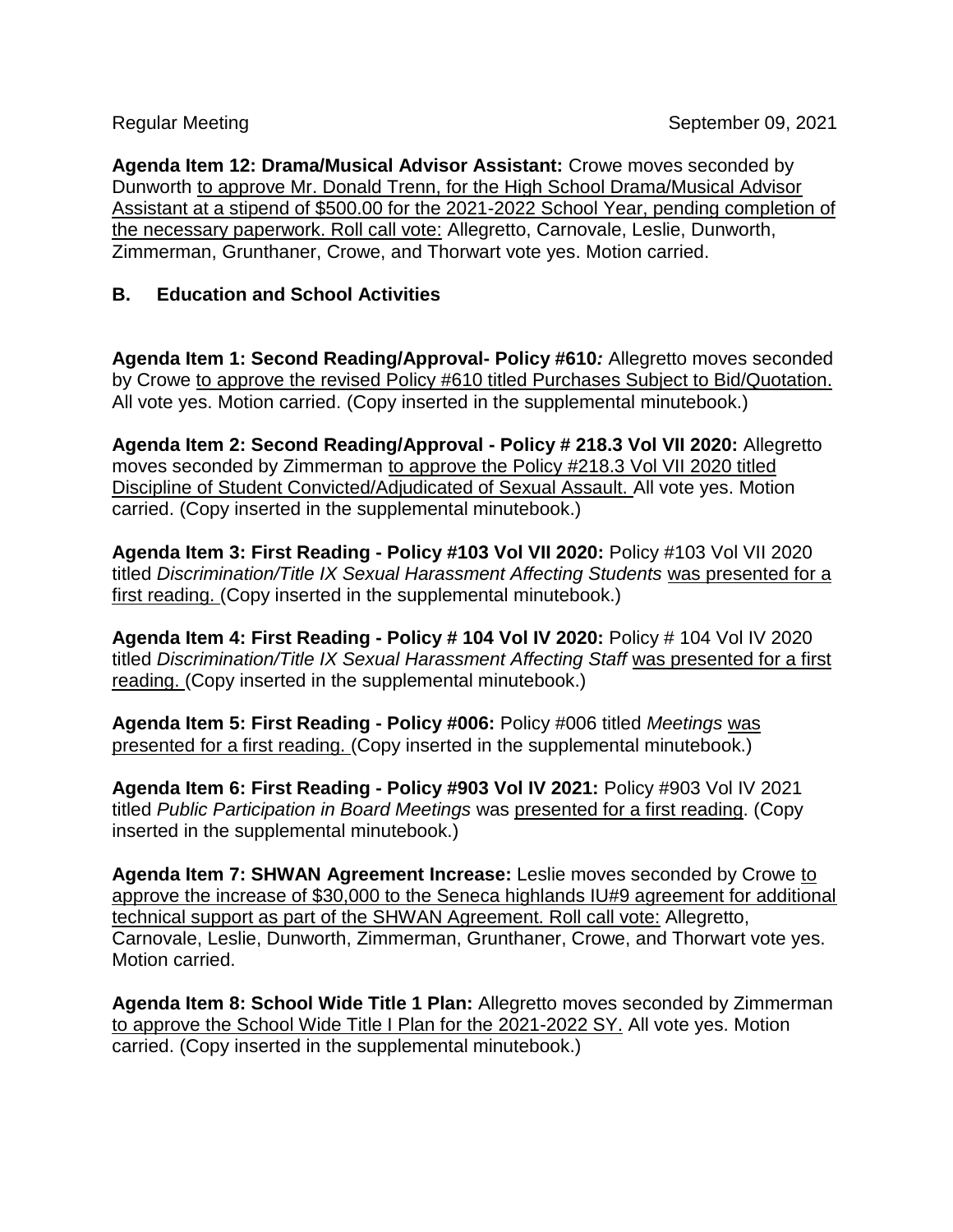Regular Meeting September 09, 2021

**Agenda Item 12: Drama/Musical Advisor Assistant:** Crowe moves seconded by Dunworth to approve Mr. Donald Trenn, for the High School Drama/Musical Advisor Assistant at a stipend of $500.00 for the 2021-2022 School Year, pending completion of the necessary paperwork. Roll call vote: Allegretto, Carnovale, Leslie, Dunworth, Zimmerman, Grunthaner, Crowe, and Thorwart vote yes. Motion carried.

## B. Education and School Activities

**Agenda Item 1: Second Reading/Approval- Policy #610***:* Allegretto moves seconded by Crowe to approve the revised Policy #610 titled Purchases Subject to Bid/Quotation. All vote yes. Motion carried. (Copy inserted in the supplemental minutebook.)

**Agenda Item 2: Second Reading/Approval - Policy # 218.3 Vol VII 2020:** Allegretto moves seconded by Zimmerman to approve the Policy #218.3 Vol VII 2020 titled Discipline of Student Convicted/Adjudicated of Sexual Assault. All vote yes. Motion carried. (Copy inserted in the supplemental minutebook.)

**Agenda Item 3: First Reading - Policy #103 Vol VII 2020:** Policy #103 Vol VII 2020 titled *Discrimination/Title IX Sexual Harassment Affecting Students* was presented for a first reading. (Copy inserted in the supplemental minutebook.)

**Agenda Item 4: First Reading - Policy # 104 Vol IV 2020:** Policy # 104 Vol IV 2020 titled *Discrimination/Title IX Sexual Harassment Affecting Staff* was presented for a first reading. (Copy inserted in the supplemental minutebook.)

**Agenda Item 5: First Reading - Policy #006:** Policy #006 titled *Meetings* was presented for a first reading. (Copy inserted in the supplemental minutebook.)

**Agenda Item 6: First Reading - Policy #903 Vol IV 2021:** Policy #903 Vol IV 2021 titled *Public Participation in Board Meetings* was presented for a first reading. (Copy inserted in the supplemental minutebook.)

**Agenda Item 7: SHWAN Agreement Increase:** Leslie moves seconded by Crowe to approve the increase of $30,000 to the Seneca highlands IU#9 agreement for additional technical support as part of the SHWAN Agreement. Roll call vote: Allegretto, Carnovale, Leslie, Dunworth, Zimmerman, Grunthaner, Crowe, and Thorwart vote yes. Motion carried.

**Agenda Item 8: School Wide Title 1 Plan:** Allegretto moves seconded by Zimmerman to approve the School Wide Title I Plan for the 2021-2022 SY. All vote yes. Motion carried. (Copy inserted in the supplemental minutebook.)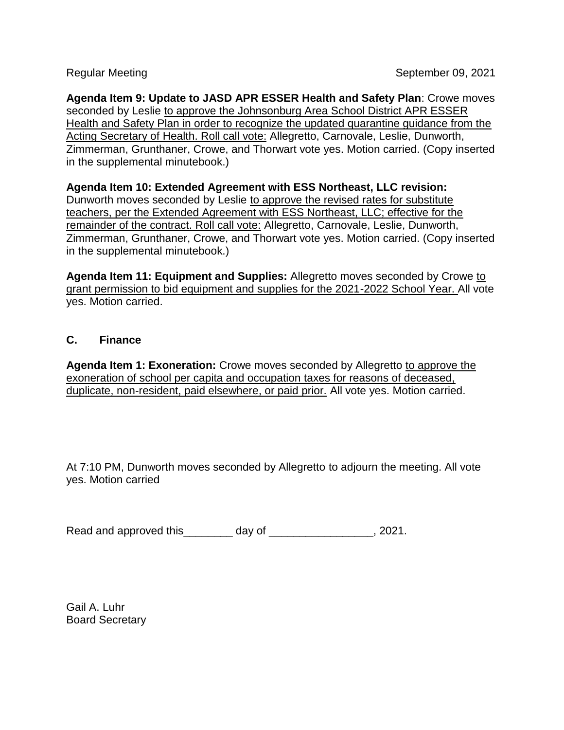Regular Meeting September 09, 2021

**Agenda Item 9: Update to JASD APR ESSER Health and Safety Plan**: Crowe moves seconded by Leslie to approve the Johnsonburg Area School District APR ESSER Health and Safety Plan in order to recognize the updated quarantine guidance from the Acting Secretary of Health. Roll call vote: Allegretto, Carnovale, Leslie, Dunworth, Zimmerman, Grunthaner, Crowe, and Thorwart vote yes. Motion carried. (Copy inserted in the supplemental minutebook.)

**Agenda Item 10: Extended Agreement with ESS Northeast, LLC revision:** Dunworth moves seconded by Leslie to approve the revised rates for substitute teachers, per the Extended Agreement with ESS Northeast, LLC; effective for the remainder of the contract. Roll call vote: Allegretto, Carnovale, Leslie, Dunworth, Zimmerman, Grunthaner, Crowe, and Thorwart vote yes. Motion carried. (Copy inserted in the supplemental minutebook.)

**Agenda Item 11: Equipment and Supplies:** Allegretto moves seconded by Crowe to grant permission to bid equipment and supplies for the 2021-2022 School Year. All vote yes. Motion carried.

## C. Finance

**Agenda Item 1: Exoneration:** Crowe moves seconded by Allegretto to approve the exoneration of school per capita and occupation taxes for reasons of deceased, duplicate, non-resident, paid elsewhere, or paid prior. All vote yes. Motion carried.

At 7:10 PM, Dunworth moves seconded by Allegretto to adjourn the meeting. All vote yes. Motion carried

Read and approved this________ day of _________________, 2021.

Gail A. Luhr
Board Secretary